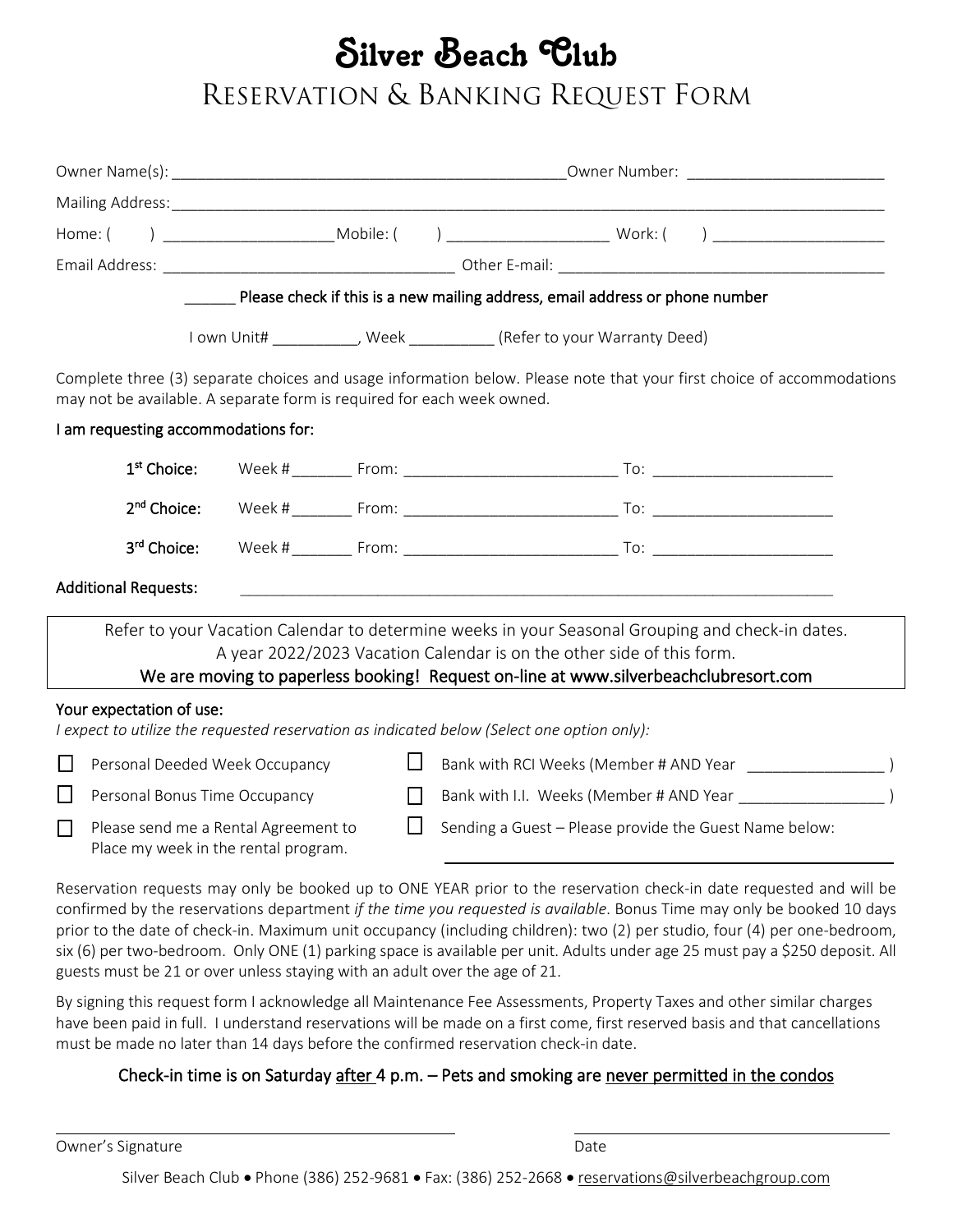# Silver Beach Club

## Reservation & Banking Request Form

Owner Name(s): ______________________________________________Owner Number: ______________________

Mailing Address:___________________________________________________________________________________

Home: (      ) ____________________Mobile: (      ) ___________________ Work: (      ) ____________________

Email Address: _________________________________ Other E-mail: ______________________________________

______ Please check if this is a new mailing address, email address or phone number

I own Unit# __________, Week __________ (Refer to your Warranty Deed)

Complete three (3) separate choices and usage information below. Please note that your first choice of accommodations may not be available. A separate form is required for each week owned.

I am requesting accommodations for:

1st Choice: Week #_______ From: ________________________ To: ____________________

2nd Choice: Week #_______ From: ________________________ To: ____________________

3rd Choice: Week #_______ From: ________________________ To: ____________________

Additional Requests: ______________________________________________________________________

Refer to your Vacation Calendar to determine weeks in your Seasonal Grouping and check-in dates.
A year 2022/2023 Vacation Calendar is on the other side of this form.
We are moving to paperless booking! Request on-line at www.silverbeachclubresort.com

Your expectation of use:

*I expect to utilize the requested reservation as indicated below (Select one option only):*

- ☐ Personal Deeded Week Occupancy
- ☐ Personal Bonus Time Occupancy
- ☐ Please send me a Rental Agreement to Place my week in the rental program.
- ☐ Bank with RCI Weeks (Member # AND Year ________________ )
- ☐ Bank with I.I. Weeks (Member # AND Year ________________ )
- ☐ Sending a Guest – Please provide the Guest Name below: ______________________________

Reservation requests may only be booked up to ONE YEAR prior to the reservation check-in date requested and will be confirmed by the reservations department *if the time you requested is available*. Bonus Time may only be booked 10 days prior to the date of check-in. Maximum unit occupancy (including children): two (2) per studio, four (4) per one-bedroom, six (6) per two-bedroom. Only ONE (1) parking space is available per unit. Adults under age 25 must pay a $250 deposit. All guests must be 21 or over unless staying with an adult over the age of 21.

By signing this request form I acknowledge all Maintenance Fee Assessments, Property Taxes and other similar charges have been paid in full. I understand reservations will be made on a first come, first reserved basis and that cancellations must be made no later than 14 days before the confirmed reservation check-in date.

**Check-in time is on Saturday after 4 p.m. – Pets and smoking are never permitted in the condos**

______________________________________ ______________________________

Owner's Signature Date

Silver Beach Club • Phone (386) 252-9681 • Fax: (386) 252-2668 • reservations@silverbeachgroup.com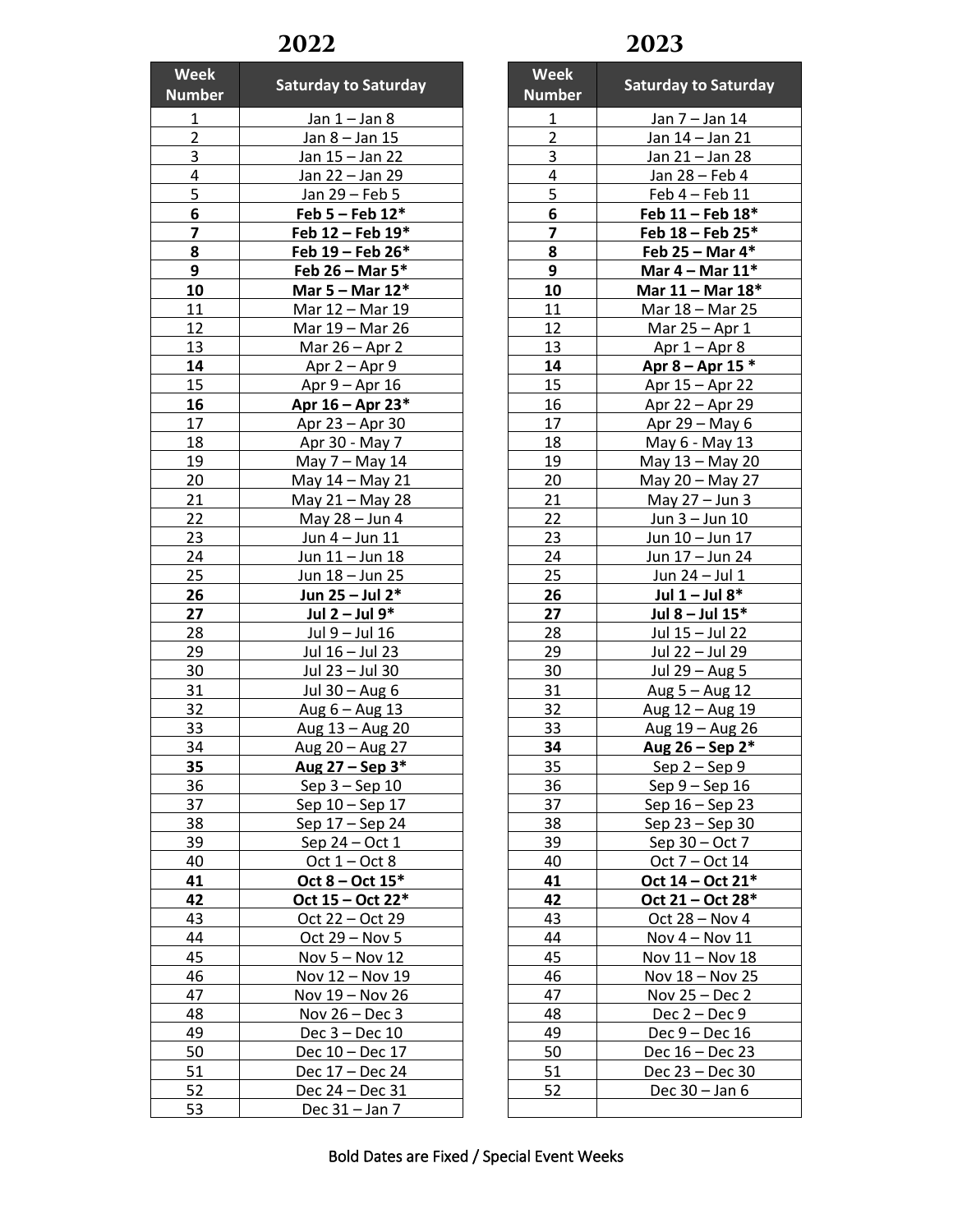## 2022

| Week Number | Saturday to Saturday |
|---|---|
| 1 | Jan 1 – Jan 8 |
| 2 | Jan 8 – Jan 15 |
| 3 | Jan 15 – Jan 22 |
| 4 | Jan 22 – Jan 29 |
| 5 | Jan 29 – Feb 5 |
| **6** | **Feb 5 – Feb 12*** |
| **7** | **Feb 12 – Feb 19*** |
| **8** | **Feb 19 – Feb 26*** |
| **9** | **Feb 26 – Mar 5*** |
| **10** | **Mar 5 – Mar 12*** |
| 11 | Mar 12 – Mar 19 |
| 12 | Mar 19 – Mar 26 |
| 13 | Mar 26 – Apr 2 |
| **14** | Apr 2 – Apr 9 |
| 15 | Apr 9 – Apr 16 |
| **16** | **Apr 16 – Apr 23*** |
| 17 | Apr 23 – Apr 30 |
| 18 | Apr 30 - May 7 |
| 19 | May 7 – May 14 |
| 20 | May 14 – May 21 |
| 21 | May 21 – May 28 |
| 22 | May 28 – Jun 4 |
| 23 | Jun 4 – Jun 11 |
| 24 | Jun 11 – Jun 18 |
| 25 | Jun 18 – Jun 25 |
| **26** | **Jun 25 – Jul 2*** |
| **27** | **Jul 2 – Jul 9*** |
| 28 | Jul 9 – Jul 16 |
| 29 | Jul 16 – Jul 23 |
| 30 | Jul 23 – Jul 30 |
| 31 | Jul 30 – Aug 6 |
| 32 | Aug 6 – Aug 13 |
| 33 | Aug 13 – Aug 20 |
| 34 | Aug 20 – Aug 27 |
| **35** | **Aug 27 – Sep 3*** |
| 36 | Sep 3 – Sep 10 |
| 37 | Sep 10 – Sep 17 |
| 38 | Sep 17 – Sep 24 |
| 39 | Sep 24 – Oct 1 |
| 40 | Oct 1 – Oct 8 |
| **41** | **Oct 8 – Oct 15*** |
| **42** | **Oct 15 – Oct 22*** |
| 43 | Oct 22 – Oct 29 |
| 44 | Oct 29 – Nov 5 |
| 45 | Nov 5 – Nov 12 |
| 46 | Nov 12 – Nov 19 |
| 47 | Nov 19 – Nov 26 |
| 48 | Nov 26 – Dec 3 |
| 49 | Dec 3 – Dec 10 |
| 50 | Dec 10 – Dec 17 |
| 51 | Dec 17 – Dec 24 |
| 52 | Dec 24 – Dec 31 |
| 53 | Dec 31 – Jan 7 |

## 2023

| Week Number | Saturday to Saturday |
|---|---|
| 1 | Jan 7 – Jan 14 |
| 2 | Jan 14 – Jan 21 |
| 3 | Jan 21 – Jan 28 |
| 4 | Jan 28 – Feb 4 |
| 5 | Feb 4 – Feb 11 |
| **6** | **Feb 11 – Feb 18*** |
| **7** | **Feb 18 – Feb 25*** |
| **8** | **Feb 25 – Mar 4*** |
| **9** | **Mar 4 – Mar 11*** |
| **10** | **Mar 11 – Mar 18*** |
| 11 | Mar 18 – Mar 25 |
| 12 | Mar 25 – Apr 1 |
| 13 | Apr 1 – Apr 8 |
| **14** | **Apr 8 – Apr 15 *** |
| 15 | Apr 15 – Apr 22 |
| 16 | Apr 22 – Apr 29 |
| 17 | Apr 29 – May 6 |
| 18 | May 6 - May 13 |
| 19 | May 13 – May 20 |
| 20 | May 20 – May 27 |
| 21 | May 27 – Jun 3 |
| 22 | Jun 3 – Jun 10 |
| 23 | Jun 10 – Jun 17 |
| 24 | Jun 17 – Jun 24 |
| 25 | Jun 24 – Jul 1 |
| **26** | **Jul 1 – Jul 8*** |
| **27** | **Jul 8 – Jul 15*** |
| 28 | Jul 15 – Jul 22 |
| 29 | Jul 22 – Jul 29 |
| 30 | Jul 29 – Aug 5 |
| 31 | Aug 5 – Aug 12 |
| 32 | Aug 12 – Aug 19 |
| 33 | Aug 19 – Aug 26 |
| **34** | **Aug 26 – Sep 2*** |
| 35 | Sep 2 – Sep 9 |
| 36 | Sep 9 – Sep 16 |
| 37 | Sep 16 – Sep 23 |
| 38 | Sep 23 – Sep 30 |
| 39 | Sep 30 – Oct 7 |
| 40 | Oct 7 – Oct 14 |
| **41** | **Oct 14 – Oct 21*** |
| **42** | **Oct 21 – Oct 28*** |
| 43 | Oct 28 – Nov 4 |
| 44 | Nov 4 – Nov 11 |
| 45 | Nov 11 – Nov 18 |
| 46 | Nov 18 – Nov 25 |
| 47 | Nov 25 – Dec 2 |
| 48 | Dec 2 – Dec 9 |
| 49 | Dec 9 – Dec 16 |
| 50 | Dec 16 – Dec 23 |
| 51 | Dec 23 – Dec 30 |
| 52 | Dec 30 – Jan 6 |
| | |

Bold Dates are Fixed / Special Event Weeks